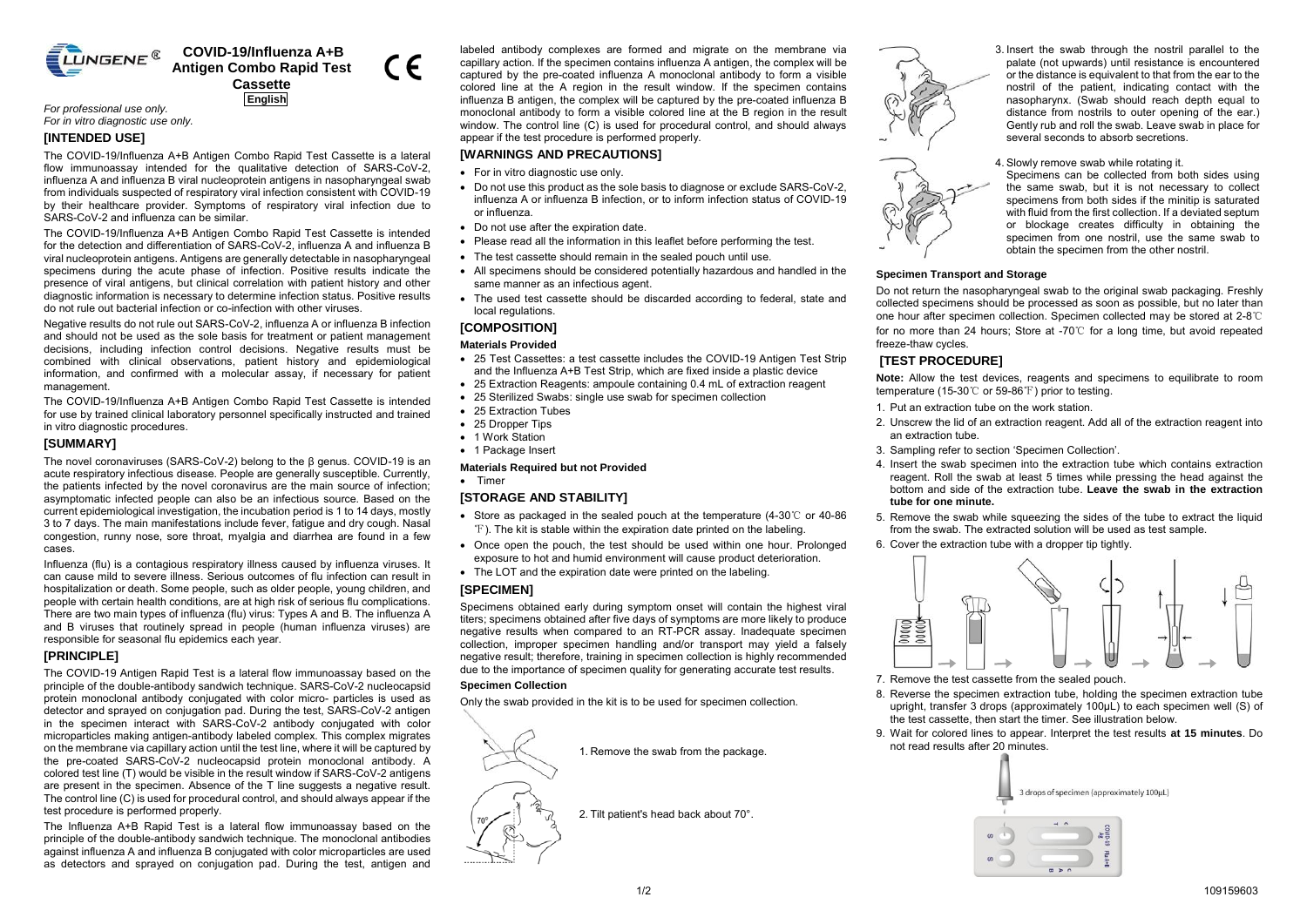# COVID-19/Influenza A+B Antigen Combo Rapid Test Cassette

English

*For professional use only.*
*For in vitro diagnostic use only.*

## [INTENDED USE]

The COVID-19/Influenza A+B Antigen Combo Rapid Test Cassette is a lateral flow immunoassay intended for the qualitative detection of SARS-CoV-2, influenza A and influenza B viral nucleoprotein antigens in nasopharyngeal swab from individuals suspected of respiratory viral infection consistent with COVID-19 by their healthcare provider. Symptoms of respiratory viral infection due to SARS-CoV-2 and influenza can be similar.

The COVID-19/Influenza A+B Antigen Combo Rapid Test Cassette is intended for the detection and differentiation of SARS-CoV-2, influenza A and influenza B viral nucleoprotein antigens. Antigens are generally detectable in nasopharyngeal specimens during the acute phase of infection. Positive results indicate the presence of viral antigens, but clinical correlation with patient history and other diagnostic information is necessary to determine infection status. Positive results do not rule out bacterial infection or co-infection with other viruses.

Negative results do not rule out SARS-CoV-2, influenza A or influenza B infection and should not be used as the sole basis for treatment or patient management decisions, including infection control decisions. Negative results must be combined with clinical observations, patient history and epidemiological information, and confirmed with a molecular assay, if necessary for patient management.

The COVID-19/Influenza A+B Antigen Combo Rapid Test Cassette is intended for use by trained clinical laboratory personnel specifically instructed and trained in vitro diagnostic procedures.

## [SUMMARY]

The novel coronaviruses (SARS-CoV-2) belong to the β genus. COVID-19 is an acute respiratory infectious disease. People are generally susceptible. Currently, the patients infected by the novel coronavirus are the main source of infection; asymptomatic infected people can also be an infectious source. Based on the current epidemiological investigation, the incubation period is 1 to 14 days, mostly 3 to 7 days. The main manifestations include fever, fatigue and dry cough. Nasal congestion, runny nose, sore throat, myalgia and diarrhea are found in a few cases.

Influenza (flu) is a contagious respiratory illness caused by influenza viruses. It can cause mild to severe illness. Serious outcomes of flu infection can result in hospitalization or death. Some people, such as older people, young children, and people with certain health conditions, are at high risk of serious flu complications. There are two main types of influenza (flu) virus: Types A and B. The influenza A and B viruses that routinely spread in people (human influenza viruses) are responsible for seasonal flu epidemics each year.

## [PRINCIPLE]

The COVID-19 Antigen Rapid Test is a lateral flow immunoassay based on the principle of the double-antibody sandwich technique. SARS-CoV-2 nucleocapsid protein monoclonal antibody conjugated with color micro- particles is used as detector and sprayed on conjugation pad. During the test, SARS-CoV-2 antigen in the specimen interact with SARS-CoV-2 antibody conjugated with color microparticles making antigen-antibody labeled complex. This complex migrates on the membrane via capillary action until the test line, where it will be captured by the pre-coated SARS-CoV-2 nucleocapsid protein monoclonal antibody. A colored test line (T) would be visible in the result window if SARS-CoV-2 antigens are present in the specimen. Absence of the T line suggests a negative result. The control line (C) is used for procedural control, and should always appear if the test procedure is performed properly.

The Influenza A+B Rapid Test is a lateral flow immunoassay based on the principle of the double-antibody sandwich technique. The monoclonal antibodies against influenza A and influenza B conjugated with color microparticles are used as detectors and sprayed on conjugation pad. During the test, antigen and labeled antibody complexes are formed and migrate on the membrane via capillary action. If the specimen contains influenza A antigen, the complex will be captured by the pre-coated influenza A monoclonal antibody to form a visible colored line at the A region in the result window. If the specimen contains influenza B antigen, the complex will be captured by the pre-coated influenza B monoclonal antibody to form a visible colored line at the B region in the result window. The control line (C) is used for procedural control, and should always appear if the test procedure is performed properly.

## [WARNINGS AND PRECAUTIONS]

- For in vitro diagnostic use only.
- Do not use this product as the sole basis to diagnose or exclude SARS-CoV-2, influenza A or influenza B infection, or to inform infection status of COVID-19 or influenza.
- Do not use after the expiration date.
- Please read all the information in this leaflet before performing the test.
- The test cassette should remain in the sealed pouch until use.
- All specimens should be considered potentially hazardous and handled in the same manner as an infectious agent.
- The used test cassette should be discarded according to federal, state and local regulations.

## [COMPOSITION]

**Materials Provided**

- 25 Test Cassettes: a test cassette includes the COVID-19 Antigen Test Strip and the Influenza A+B Test Strip, which are fixed inside a plastic device
- 25 Extraction Reagents: ampoule containing 0.4 mL of extraction reagent
- 25 Sterilized Swabs: single use swab for specimen collection
- 25 Extraction Tubes
- 25 Dropper Tips
- 1 Work Station
- 1 Package Insert

**Materials Required but not Provided**

- Timer

## [STORAGE AND STABILITY]

- Store as packaged in the sealed pouch at the temperature (4-30℃ or 40-86 ℉). The kit is stable within the expiration date printed on the labeling.
- Once open the pouch, the test should be used within one hour. Prolonged exposure to hot and humid environment will cause product deterioration.
- The LOT and the expiration date were printed on the labeling.

## [SPECIMEN]

Specimens obtained early during symptom onset will contain the highest viral titers; specimens obtained after five days of symptoms are more likely to produce negative results when compared to an RT-PCR assay. Inadequate specimen collection, improper specimen handling and/or transport may yield a falsely negative result; therefore, training in specimen collection is highly recommended due to the importance of specimen quality for generating accurate test results.

**Specimen Collection**

Only the swab provided in the kit is to be used for specimen collection.

1. Remove the swab from the package.
2. Tilt patient's head back about 70°.
3. Insert the swab through the nostril parallel to the palate (not upwards) until resistance is encountered or the distance is equivalent to that from the ear to the nostril of the patient, indicating contact with the nasopharynx. (Swab should reach depth equal to distance from nostrils to outer opening of the ear.) Gently rub and roll the swab. Leave swab in place for several seconds to absorb secretions.
4. Slowly remove swab while rotating it.
   Specimens can be collected from both sides using the same swab, but it is not necessary to collect specimens from both sides if the minitip is saturated with fluid from the first collection. If a deviated septum or blockage creates difficulty in obtaining the specimen from one nostril, use the same swab to obtain the specimen from the other nostril.

**Specimen Transport and Storage**

Do not return the nasopharyngeal swab to the original swab packaging. Freshly collected specimens should be processed as soon as possible, but no later than one hour after specimen collection. Specimen collected may be stored at 2-8℃ for no more than 24 hours; Store at -70℃ for a long time, but avoid repeated freeze-thaw cycles.

## [TEST PROCEDURE]

**Note:** Allow the test devices, reagents and specimens to equilibrate to room temperature (15-30℃ or 59-86℉) prior to testing.

1. Put an extraction tube on the work station.
2. Unscrew the lid of an extraction reagent. Add all of the extraction reagent into an extraction tube.
3. Sampling refer to section 'Specimen Collection'.
4. Insert the swab specimen into the extraction tube which contains extraction reagent. Roll the swab at least 5 times while pressing the head against the bottom and side of the extraction tube. **Leave the swab in the extraction tube for one minute.**
5. Remove the swab while squeezing the sides of the tube to extract the liquid from the swab. The extracted solution will be used as test sample.
6. Cover the extraction tube with a dropper tip tightly.
7. Remove the test cassette from the sealed pouch.
8. Reverse the specimen extraction tube, holding the specimen extraction tube upright, transfer 3 drops (approximately 100μL) to each specimen well (S) of the test cassette, then start the timer. See illustration below.
9. Wait for colored lines to appear. Interpret the test results **at 15 minutes**. Do not read results after 20 minutes.

3 drops of specimen (approximately 100μL)

109159603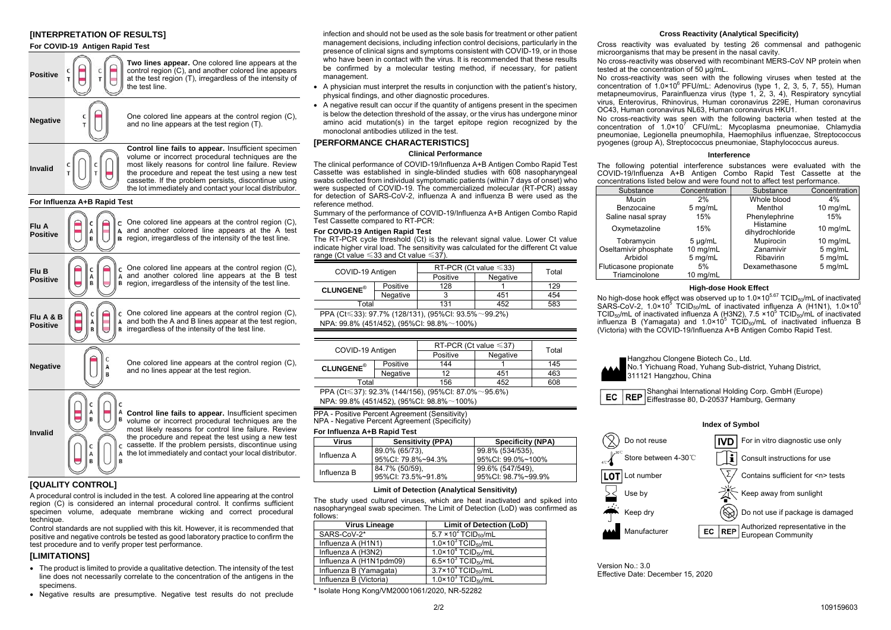## [INTERPRETATION OF RESULTS]

### For COVID-19 Antigen Rapid Test

**Positive**

**Two lines appear.** One colored line appears at the control region (C), and another colored line appears at the test region (T), irregardless of the intensity of the test line.

**Negative**

One colored line appears at the control region (C), and no line appears at the test region (T).

**Invalid**

**Control line fails to appear.** Insufficient specimen volume or incorrect procedural techniques are the most likely reasons for control line failure. Review the procedure and repeat the test using a new test cassette. If the problem persists, discontinue using the lot immediately and contact your local distributor.

### For Influenza A+B Rapid Test

**Flu A Positive**

One colored line appears at the control region (C), and another colored line appears at the A test region, irregardless of the intensity of the test line.

**Flu B Positive**

One colored line appears at the control region (C), and another colored line appears at the B test region, irregardless of the intensity of the test line.

**Flu A & B Positive**

One colored line appears at the control region (C), and both the A and B lines appear at the test region, irregardless of the intensity of the test line.

**Negative**

One colored line appears at the control region (C), and no lines appear at the test region.

**Invalid**

**Control line fails to appear.** Insufficient specimen volume or incorrect procedural techniques are the most likely reasons for control line failure. Review the procedure and repeat the test using a new test cassette. If the problem persists, discontinue using the lot immediately and contact your local distributor.

## [QUALITY CONTROL]

A procedural control is included in the test. A colored line appearing at the control region (C) is considered an internal procedural control. It confirms sufficient specimen volume, adequate membrane wicking and correct procedural technique.

Control standards are not supplied with this kit. However, it is recommended that positive and negative controls be tested as good laboratory practice to confirm the test procedure and to verify proper test performance.

## [LIMITATIONS]

- The product is limited to provide a qualitative detection. The intensity of the test line does not necessarily correlate to the concentration of the antigens in the specimens.
- Negative results are presumptive. Negative test results do not preclude infection and should not be used as the sole basis for treatment or other patient management decisions, including infection control decisions, particularly in the presence of clinical signs and symptoms consistent with COVID-19, or in those who have been in contact with the virus. It is recommended that these results be confirmed by a molecular testing method, if necessary, for patient management.
- A physician must interpret the results in conjunction with the patient's history, physical findings, and other diagnostic procedures.
- A negative result can occur if the quantity of antigens present in the specimen is below the detection threshold of the assay, or the virus has undergone minor amino acid mutation(s) in the target epitope region recognized by the monoclonal antibodies utilized in the test.

## [PERFORMANCE CHARACTERISTICS]

### Clinical Performance

The clinical performance of COVID-19/Influenza A+B Antigen Combo Rapid Test Cassette was established in single-blinded studies with 608 nasopharyngeal swabs collected from individual symptomatic patients (within 7 days of onset) who were suspected of COVID-19. The commercialized molecular (RT-PCR) assay for detection of SARS-CoV-2, influenza A and influenza B were used as the reference method.

Summary of the performance of COVID-19/Influenza A+B Antigen Combo Rapid Test Cassette compared to RT-PCR:

**For COVID-19 Antigen Rapid Test**

The RT-PCR cycle threshold (Ct) is the relevant signal value. Lower Ct value indicate higher viral load. The sensitivity was calculated for the different Ct value range (Ct value ≤33 and Ct value ≤37).

| COVID-19 Antigen | | RT-PCR (Ct value ≤33) | | Total |
|---|---|---|---|---|
| | | Positive | Negative | |
| **CLUNGENE®** | Positive | 128 | 1 | 129 |
| | Negative | 3 | 451 | 454 |
| Total | | 131 | 452 | 583 |

PPA (Ct≤33): 97.7% (128/131), (95%CI: 93.5%~99.2%)

NPA: 99.8% (451/452), (95%CI: 98.8%~100%)

| COVID-19 Antigen | | RT-PCR (Ct value ≤37) | | Total |
|---|---|---|---|---|
| | | Positive | Negative | |
| **CLUNGENE®** | Positive | 144 | 1 | 145 |
| | Negative | 12 | 451 | 463 |
| Total | | 156 | 452 | 608 |

PPA (Ct≤37): 92.3% (144/156), (95%CI: 87.0%~95.6%)

NPA: 99.8% (451/452), (95%CI: 98.8%~100%)

PPA - Positive Percent Agreement (Sensitivity)

NPA - Negative Percent Agreement (Specificity)

**For Influenza A+B Rapid Test**

| Virus | Sensitivity (PPA) | Specificity (NPA) |
|---|---|---|
| Influenza A | 89.0% (65/73), 95%CI: 79.8%~94.3% | 99.8% (534/535), 95%CI: 99.0%~100% |
| Influenza B | 84.7% (50/59), 95%CI: 73.5%~91.8% | 99.6% (547/549), 95%CI: 98.7%~99.9% |

### Limit of Detection (Analytical Sensitivity)

The study used cultured viruses, which are heat inactivated and spiked into nasopharyngeal swab specimen. The Limit of Detection (LoD) was confirmed as follows:

| Virus Lineage | Limit of Detection (LoD) |
|---|---|
| SARS-CoV-2* | $5.7\times10^{2}$ $TCID_{50}$/mL |
| Influenza A (H1N1) | $1.0\times10^{3}$ $TCID_{50}$/mL |
| Influenza A (H3N2) | $1.0\times10^{4}$ $TCID_{50}$/mL |
| Influenza A (H1N1pdm09) | $6.5\times10^{3}$ $TCID_{50}$/mL |
| Influenza B (Yamagata) | $3.7\times10^{4}$ $TCID_{50}$/mL |
| Influenza B (Victoria) | $1.0\times10^{4}$ $TCID_{50}$/mL |

\* Isolate Hong Kong/VM20001061/2020, NR-52282

### Cross Reactivity (Analytical Specificity)

Cross reactivity was evaluated by testing 26 commensal and pathogenic microorganisms that may be present in the nasal cavity.

No cross-reactivity was observed with recombinant MERS-CoV NP protein when tested at the concentration of 50 μg/mL.

No cross-reactivity was seen with the following viruses when tested at the concentration of $1.0\times10^{6}$ PFU/mL: Adenovirus (type 1, 2, 3, 5, 7, 55), Human metapneumovirus, Parainfluenza virus (type 1, 2, 3, 4), Respiratory syncytial virus, Enterovirus, Rhinovirus, Human coronavirus 229E, Human coronavirus OC43, Human coronavirus NL63, Human coronavirus HKU1.

No cross-reactivity was seen with the following bacteria when tested at the concentration of $1.0\times10^{7}$ CFU/mL: Mycoplasma pneumoniae, Chlamydia pneumoniae, Legionella pneumophila, Haemophilus influenzae, Streptococcus pyogenes (group A), Streptococcus pneumoniae, Staphylococcus aureus.

### Interference

The following potential interference substances were evaluated with the COVID-19/Influenza A+B Antigen Combo Rapid Test Cassette at the concentrations listed below and were found not to affect test performance.

| Substance | Concentration | Substance | Concentration |
|---|---|---|---|
| Mucin | 2% | Whole blood | 4% |
| Benzocaine | 5 mg/mL | Menthol | 10 mg/mL |
| Saline nasal spray | 15% | Phenylephrine | 15% |
| Oxymetazoline | 15% | Histamine dihydrochloride | 10 mg/mL |
| Tobramycin | 5 μg/mL | Mupirocin | 10 mg/mL |
| Oseltamivir phosphate | 10 mg/mL | Zanamivir | 5 mg/mL |
| Arbidol | 5 mg/mL | Ribavirin | 5 mg/mL |
| Fluticasone propionate | 5% | Dexamethasone | 5 mg/mL |
| Triamcinolone | 10 mg/mL | | |

### High-dose Hook Effect

No high-dose hook effect was observed up to $1.0\times10^{5.67}$ $TCID_{50}$/mL of inactivated SARS-CoV-2, $1.0\times10^{5}$ $TCID_{50}$/mL of inactivated influenza A (H1N1), $1.0\times10^{6}$ $TCID_{50}$/mL of inactivated influenza A (H3N2), $7.5\times10^{5}$ $TCID_{50}$/mL of inactivated influenza B (Yamagata) and $1.0\times10^{5}$ $TCID_{50}$/mL of inactivated influenza B (Victoria) with the COVID-19/Influenza A+B Antigen Combo Rapid Test.

Hangzhou Clongene Biotech Co., Ltd.
No.1 Yichuang Road, Yuhang Sub-district, Yuhang District,
311121 Hangzhou, China

EC REP Shanghai International Holding Corp. GmbH (Europe)
Eiffestrasse 80, D-20537 Hamburg, Germany

### Index of Symbol

| | | | |
|---|---|---|---|
| | Do not reuse | IVD | For in vitro diagnostic use only |
| | Store between 4-30℃ | | Consult instructions for use |
| LOT | Lot number | | Contains sufficient for <n> tests |
| | Use by | | Keep away from sunlight |
| | Keep dry | | Do not use if package is damaged |
| | Manufacturer | EC REP | Authorized representative in the European Community |

Version No.: 3.0
Effective Date: December 15, 2020

109159603